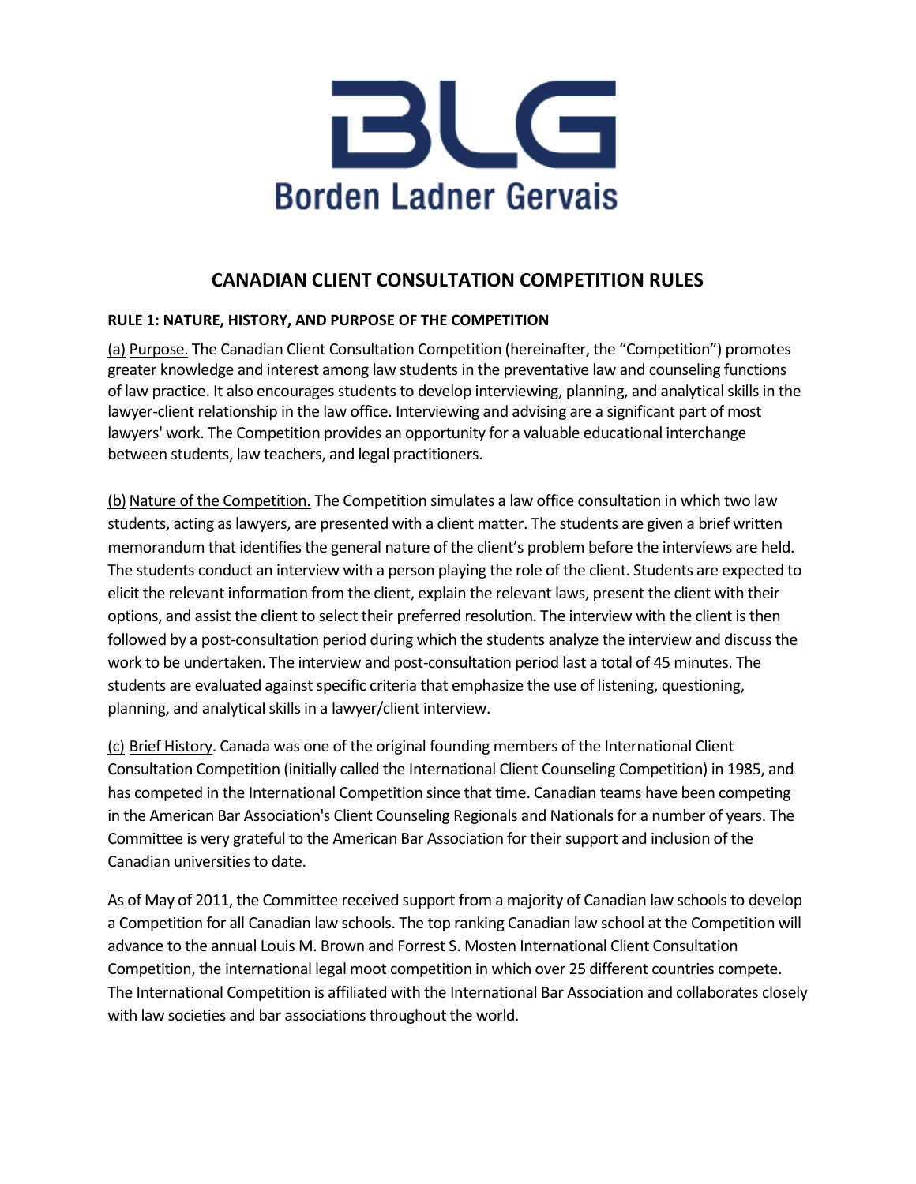BLG

Borden Ladner Gervais

# CANADIAN CLIENT CONSULTATION COMPETITION RULES

### RULE 1: NATURE, HISTORY, AND PURPOSE OF THE COMPETITION

(a) Purpose. The Canadian Client Consultation Competition (hereinafter, the "Competition") promotes greater knowledge and interest among law students in the preventative law and counseling functions of law practice. It also encourages students to develop interviewing, planning, and analytical skills in the lawyer-client relationship in the law office. Interviewing and advising are a significant part of most lawyers' work. The Competition provides an opportunity for a valuable educational interchange between students, law teachers, and legal practitioners.

(b) Nature of the Competition. The Competition simulates a law office consultation in which two law students, acting as lawyers, are presented with a client matter. The students are given a brief written memorandum that identifies the general nature of the client's problem before the interviews are held. The students conduct an interview with a person playing the role of the client. Students are expected to elicit the relevant information from the client, explain the relevant laws, present the client with their options, and assist the client to select their preferred resolution. The interview with the client is then followed by a post-consultation period during which the students analyze the interview and discuss the work to be undertaken. The interview and post-consultation period last a total of 45 minutes. The students are evaluated against specific criteria that emphasize the use of listening, questioning, planning, and analytical skills in a lawyer/client interview.

(c) Brief History. Canada was one of the original founding members of the International Client Consultation Competition (initially called the International Client Counseling Competition) in 1985, and has competed in the International Competition since that time. Canadian teams have been competing in the American Bar Association's Client Counseling Regionals and Nationals for a number of years. The Committee is very grateful to the American Bar Association for their support and inclusion of the Canadian universities to date.

As of May of 2011, the Committee received support from a majority of Canadian law schools to develop a Competition for all Canadian law schools. The top ranking Canadian law school at the Competition will advance to the annual Louis M. Brown and Forrest S. Mosten International Client Consultation Competition, the international legal moot competition in which over 25 different countries compete. The International Competition is affiliated with the International Bar Association and collaborates closely with law societies and bar associations throughout the world.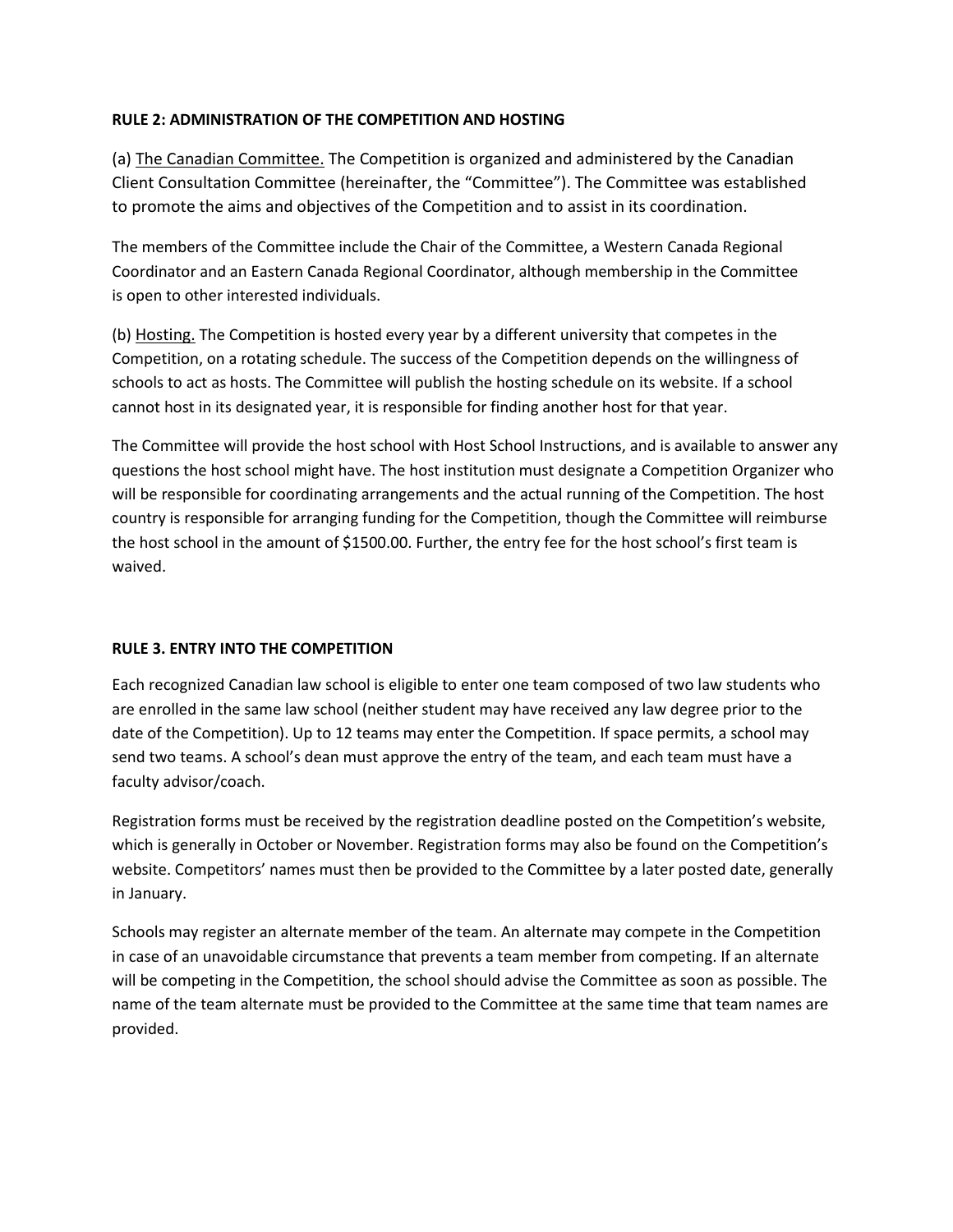**RULE 2: ADMINISTRATION OF THE COMPETITION AND HOSTING**

(a) The Canadian Committee. The Competition is organized and administered by the Canadian Client Consultation Committee (hereinafter, the "Committee"). The Committee was established to promote the aims and objectives of the Competition and to assist in its coordination.

The members of the Committee include the Chair of the Committee, a Western Canada Regional Coordinator and an Eastern Canada Regional Coordinator, although membership in the Committee is open to other interested individuals.

(b) Hosting. The Competition is hosted every year by a different university that competes in the Competition, on a rotating schedule. The success of the Competition depends on the willingness of schools to act as hosts. The Committee will publish the hosting schedule on its website. If a school cannot host in its designated year, it is responsible for finding another host for that year.

The Committee will provide the host school with Host School Instructions, and is available to answer any questions the host school might have. The host institution must designate a Competition Organizer who will be responsible for coordinating arrangements and the actual running of the Competition. The host country is responsible for arranging funding for the Competition, though the Committee will reimburse the host school in the amount of $1500.00. Further, the entry fee for the host school's first team is waived.

**RULE 3. ENTRY INTO THE COMPETITION**

Each recognized Canadian law school is eligible to enter one team composed of two law students who are enrolled in the same law school (neither student may have received any law degree prior to the date of the Competition). Up to 12 teams may enter the Competition. If space permits, a school may send two teams. A school's dean must approve the entry of the team, and each team must have a faculty advisor/coach.

Registration forms must be received by the registration deadline posted on the Competition's website, which is generally in October or November. Registration forms may also be found on the Competition's website. Competitors' names must then be provided to the Committee by a later posted date, generally in January.

Schools may register an alternate member of the team. An alternate may compete in the Competition in case of an unavoidable circumstance that prevents a team member from competing. If an alternate will be competing in the Competition, the school should advise the Committee as soon as possible. The name of the team alternate must be provided to the Committee at the same time that team names are provided.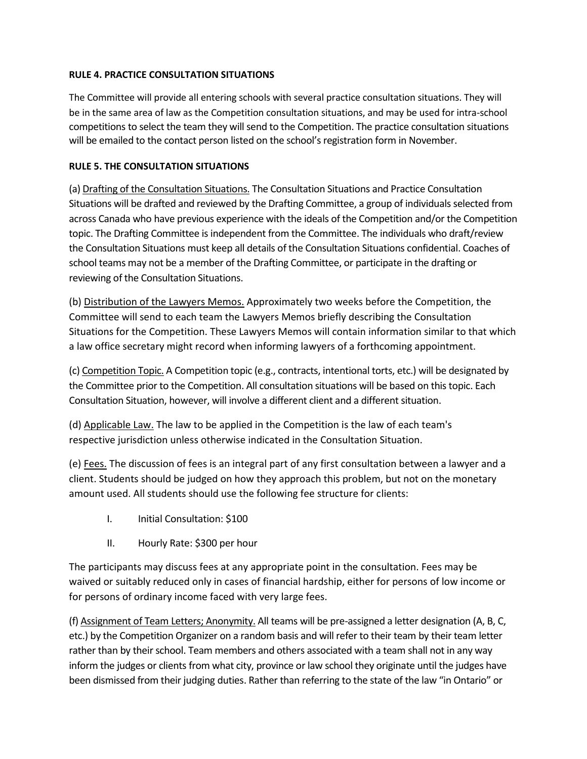**RULE 4. PRACTICE CONSULTATION SITUATIONS**

The Committee will provide all entering schools with several practice consultation situations. They will be in the same area of law as the Competition consultation situations, and may be used for intra-school competitions to select the team they will send to the Competition. The practice consultation situations will be emailed to the contact person listed on the school's registration form in November.

**RULE 5. THE CONSULTATION SITUATIONS**

(a) <u>Drafting of the Consultation Situations.</u> The Consultation Situations and Practice Consultation Situations will be drafted and reviewed by the Drafting Committee, a group of individuals selected from across Canada who have previous experience with the ideals of the Competition and/or the Competition topic. The Drafting Committee is independent from the Committee. The individuals who draft/review the Consultation Situations must keep all details of the Consultation Situations confidential. Coaches of school teams may not be a member of the Drafting Committee, or participate in the drafting or reviewing of the Consultation Situations.

(b) <u>Distribution of the Lawyers Memos.</u> Approximately two weeks before the Competition, the Committee will send to each team the Lawyers Memos briefly describing the Consultation Situations for the Competition. These Lawyers Memos will contain information similar to that which a law office secretary might record when informing lawyers of a forthcoming appointment.

(c) <u>Competition Topic.</u> A Competition topic (e.g., contracts, intentional torts, etc.) will be designated by the Committee prior to the Competition. All consultation situations will be based on this topic. Each Consultation Situation, however, will involve a different client and a different situation.

(d) <u>Applicable Law.</u> The law to be applied in the Competition is the law of each team's respective jurisdiction unless otherwise indicated in the Consultation Situation.

(e) <u>Fees.</u> The discussion of fees is an integral part of any first consultation between a lawyer and a client. Students should be judged on how they approach this problem, but not on the monetary amount used. All students should use the following fee structure for clients:

I. Initial Consultation: $100

II. Hourly Rate: $300 per hour

The participants may discuss fees at any appropriate point in the consultation. Fees may be waived or suitably reduced only in cases of financial hardship, either for persons of low income or for persons of ordinary income faced with very large fees.

(f) <u>Assignment of Team Letters; Anonymity.</u> All teams will be pre-assigned a letter designation (A, B, C, etc.) by the Competition Organizer on a random basis and will refer to their team by their team letter rather than by their school. Team members and others associated with a team shall not in any way inform the judges or clients from what city, province or law school they originate until the judges have been dismissed from their judging duties. Rather than referring to the state of the law "in Ontario" or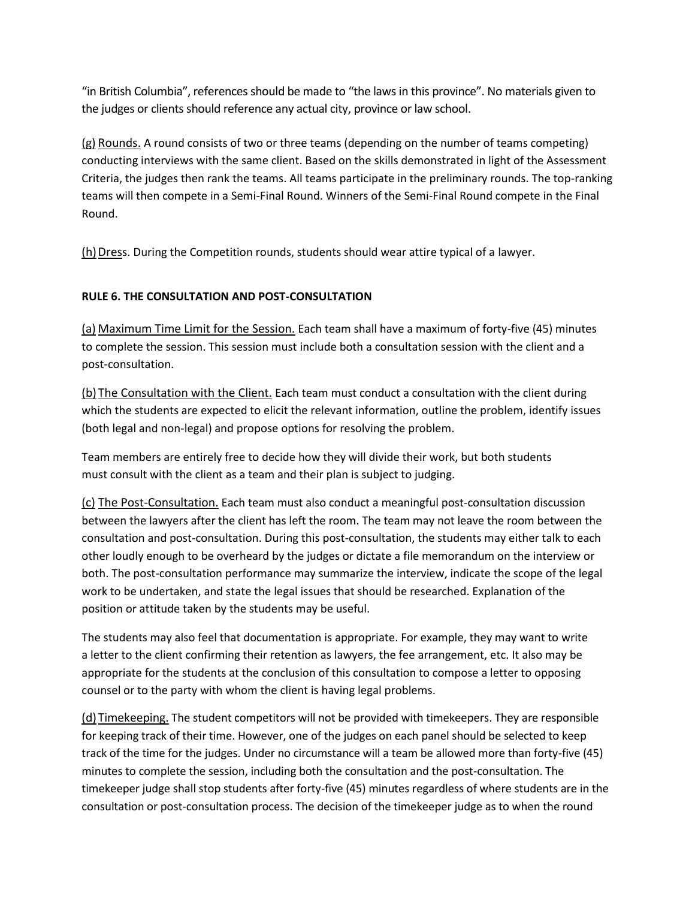"in British Columbia", references should be made to "the laws in this province". No materials given to the judges or clients should reference any actual city, province or law school.

(g) Rounds. A round consists of two or three teams (depending on the number of teams competing) conducting interviews with the same client. Based on the skills demonstrated in light of the Assessment Criteria, the judges then rank the teams. All teams participate in the preliminary rounds. The top-ranking teams will then compete in a Semi-Final Round. Winners of the Semi-Final Round compete in the Final Round.

(h) Dress. During the Competition rounds, students should wear attire typical of a lawyer.

**RULE 6. THE CONSULTATION AND POST-CONSULTATION**

(a) Maximum Time Limit for the Session. Each team shall have a maximum of forty-five (45) minutes to complete the session. This session must include both a consultation session with the client and a post-consultation.

(b) The Consultation with the Client. Each team must conduct a consultation with the client during which the students are expected to elicit the relevant information, outline the problem, identify issues (both legal and non-legal) and propose options for resolving the problem.

Team members are entirely free to decide how they will divide their work, but both students must consult with the client as a team and their plan is subject to judging.

(c) The Post-Consultation. Each team must also conduct a meaningful post-consultation discussion between the lawyers after the client has left the room. The team may not leave the room between the consultation and post-consultation. During this post-consultation, the students may either talk to each other loudly enough to be overheard by the judges or dictate a file memorandum on the interview or both. The post-consultation performance may summarize the interview, indicate the scope of the legal work to be undertaken, and state the legal issues that should be researched. Explanation of the position or attitude taken by the students may be useful.

The students may also feel that documentation is appropriate. For example, they may want to write a letter to the client confirming their retention as lawyers, the fee arrangement, etc. It also may be appropriate for the students at the conclusion of this consultation to compose a letter to opposing counsel or to the party with whom the client is having legal problems.

(d) Timekeeping. The student competitors will not be provided with timekeepers. They are responsible for keeping track of their time. However, one of the judges on each panel should be selected to keep track of the time for the judges. Under no circumstance will a team be allowed more than forty-five (45) minutes to complete the session, including both the consultation and the post-consultation. The timekeeper judge shall stop students after forty-five (45) minutes regardless of where students are in the consultation or post-consultation process. The decision of the timekeeper judge as to when the round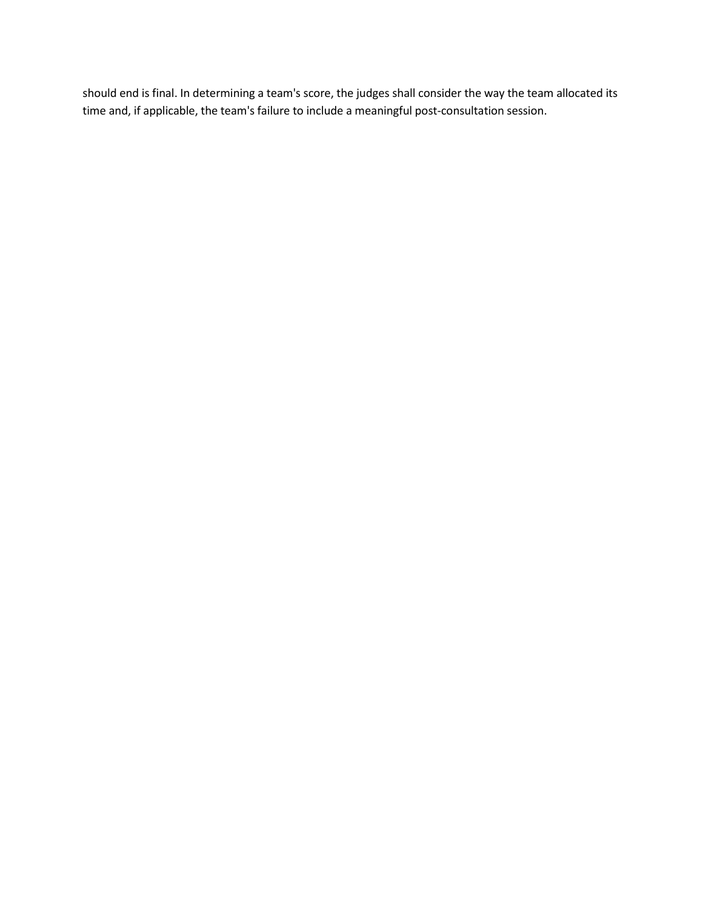should end is final. In determining a team's score, the judges shall consider the way the team allocated its time and, if applicable, the team's failure to include a meaningful post-consultation session.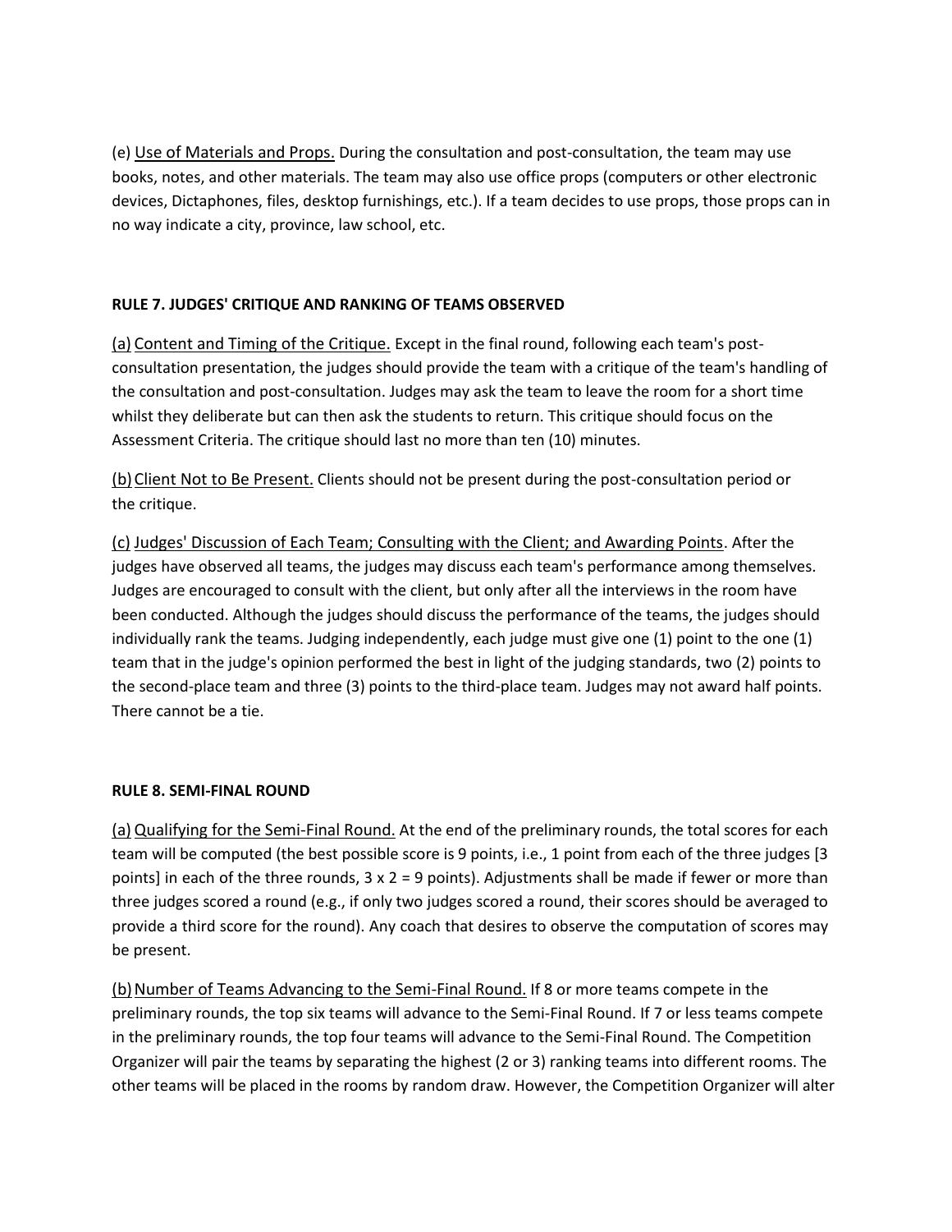(e) Use of Materials and Props. During the consultation and post-consultation, the team may use books, notes, and other materials. The team may also use office props (computers or other electronic devices, Dictaphones, files, desktop furnishings, etc.). If a team decides to use props, those props can in no way indicate a city, province, law school, etc.

### RULE 7. JUDGES' CRITIQUE AND RANKING OF TEAMS OBSERVED

(a) Content and Timing of the Critique. Except in the final round, following each team's post-consultation presentation, the judges should provide the team with a critique of the team's handling of the consultation and post-consultation. Judges may ask the team to leave the room for a short time whilst they deliberate but can then ask the students to return. This critique should focus on the Assessment Criteria. The critique should last no more than ten (10) minutes.

(b) Client Not to Be Present. Clients should not be present during the post-consultation period or the critique.

(c) Judges' Discussion of Each Team; Consulting with the Client; and Awarding Points. After the judges have observed all teams, the judges may discuss each team's performance among themselves. Judges are encouraged to consult with the client, but only after all the interviews in the room have been conducted. Although the judges should discuss the performance of the teams, the judges should individually rank the teams. Judging independently, each judge must give one (1) point to the one (1) team that in the judge's opinion performed the best in light of the judging standards, two (2) points to the second-place team and three (3) points to the third-place team. Judges may not award half points. There cannot be a tie.

### RULE 8. SEMI-FINAL ROUND

(a) Qualifying for the Semi-Final Round. At the end of the preliminary rounds, the total scores for each team will be computed (the best possible score is 9 points, i.e., 1 point from each of the three judges [3 points] in each of the three rounds, 3 x 2 = 9 points). Adjustments shall be made if fewer or more than three judges scored a round (e.g., if only two judges scored a round, their scores should be averaged to provide a third score for the round). Any coach that desires to observe the computation of scores may be present.

(b) Number of Teams Advancing to the Semi-Final Round. If 8 or more teams compete in the preliminary rounds, the top six teams will advance to the Semi-Final Round. If 7 or less teams compete in the preliminary rounds, the top four teams will advance to the Semi-Final Round. The Competition Organizer will pair the teams by separating the highest (2 or 3) ranking teams into different rooms. The other teams will be placed in the rooms by random draw. However, the Competition Organizer will alter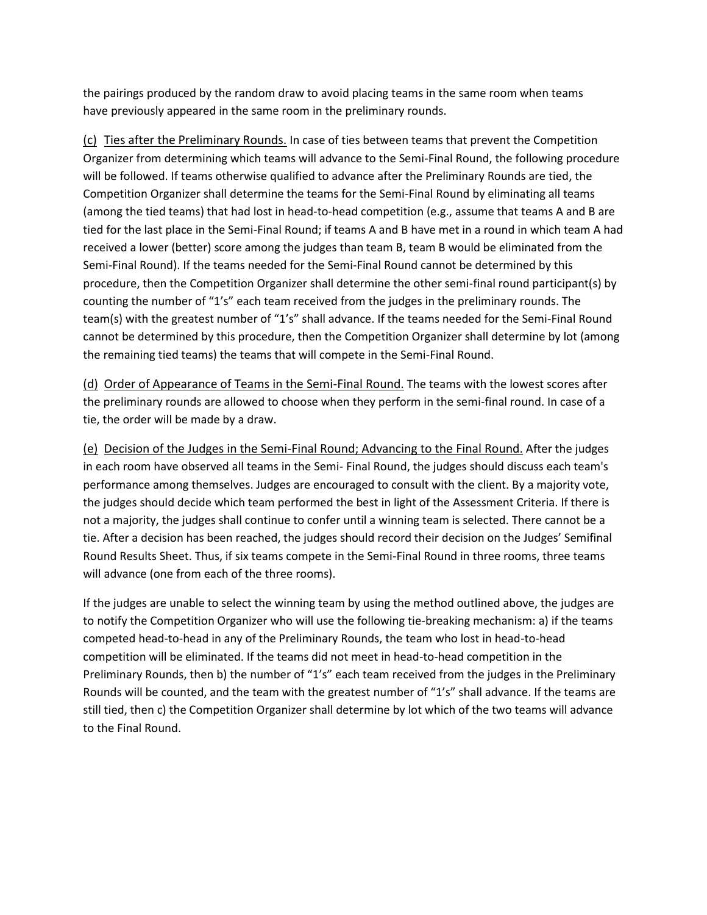the pairings produced by the random draw to avoid placing teams in the same room when teams have previously appeared in the same room in the preliminary rounds.

(c) <u>Ties after the Preliminary Rounds.</u> In case of ties between teams that prevent the Competition Organizer from determining which teams will advance to the Semi-Final Round, the following procedure will be followed. If teams otherwise qualified to advance after the Preliminary Rounds are tied, the Competition Organizer shall determine the teams for the Semi-Final Round by eliminating all teams (among the tied teams) that had lost in head-to-head competition (e.g., assume that teams A and B are tied for the last place in the Semi-Final Round; if teams A and B have met in a round in which team A had received a lower (better) score among the judges than team B, team B would be eliminated from the Semi-Final Round). If the teams needed for the Semi-Final Round cannot be determined by this procedure, then the Competition Organizer shall determine the other semi-final round participant(s) by counting the number of "1's" each team received from the judges in the preliminary rounds. The team(s) with the greatest number of "1's" shall advance. If the teams needed for the Semi-Final Round cannot be determined by this procedure, then the Competition Organizer shall determine by lot (among the remaining tied teams) the teams that will compete in the Semi-Final Round.

(d) <u>Order of Appearance of Teams in the Semi-Final Round.</u> The teams with the lowest scores after the preliminary rounds are allowed to choose when they perform in the semi-final round. In case of a tie, the order will be made by a draw.

(e) <u>Decision of the Judges in the Semi-Final Round; Advancing to the Final Round.</u> After the judges in each room have observed all teams in the Semi- Final Round, the judges should discuss each team's performance among themselves. Judges are encouraged to consult with the client. By a majority vote, the judges should decide which team performed the best in light of the Assessment Criteria. If there is not a majority, the judges shall continue to confer until a winning team is selected. There cannot be a tie. After a decision has been reached, the judges should record their decision on the Judges' Semifinal Round Results Sheet. Thus, if six teams compete in the Semi-Final Round in three rooms, three teams will advance (one from each of the three rooms).

If the judges are unable to select the winning team by using the method outlined above, the judges are to notify the Competition Organizer who will use the following tie-breaking mechanism: a) if the teams competed head-to-head in any of the Preliminary Rounds, the team who lost in head-to-head competition will be eliminated. If the teams did not meet in head-to-head competition in the Preliminary Rounds, then b) the number of "1's" each team received from the judges in the Preliminary Rounds will be counted, and the team with the greatest number of "1's" shall advance. If the teams are still tied, then c) the Competition Organizer shall determine by lot which of the two teams will advance to the Final Round.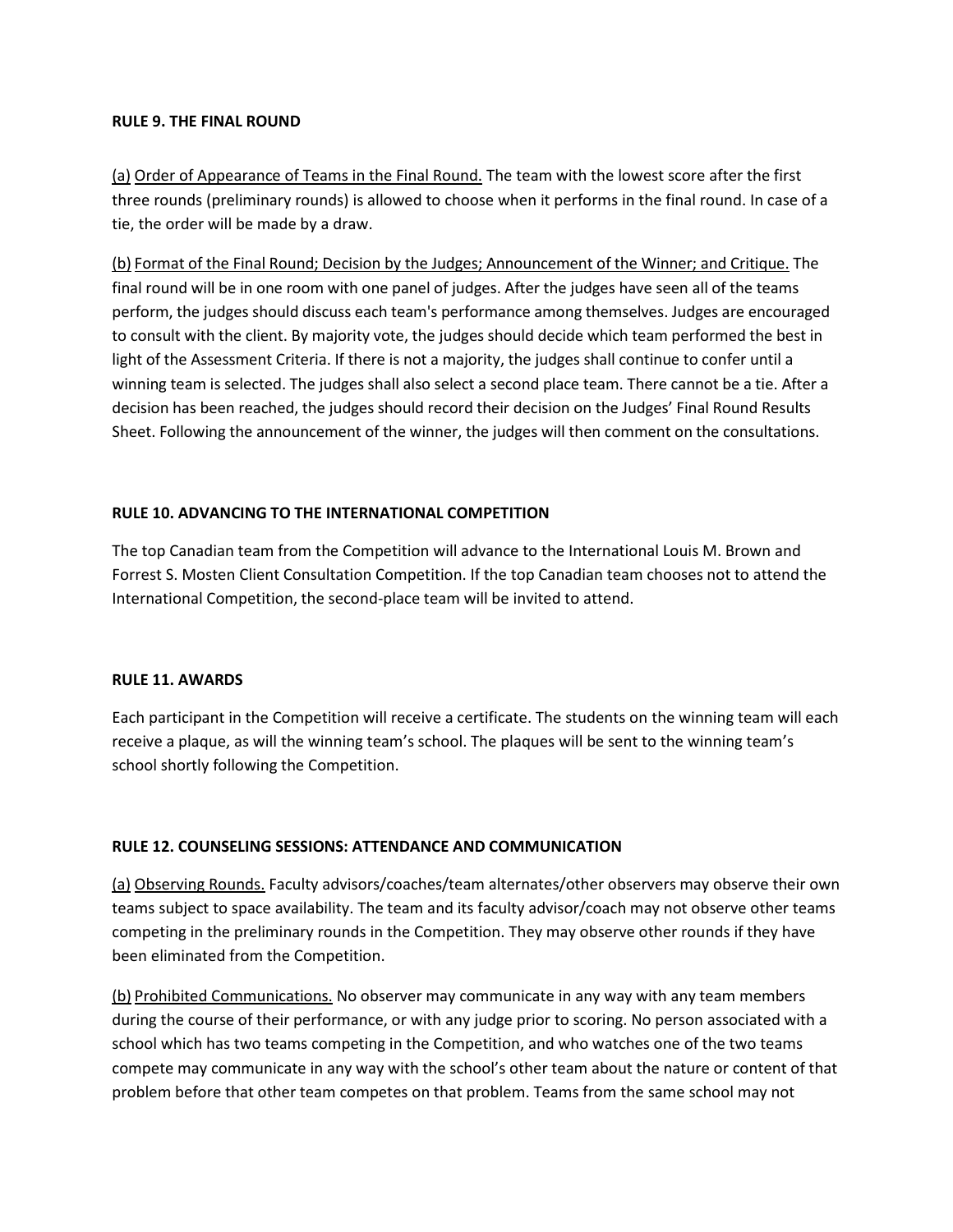**RULE 9. THE FINAL ROUND**

<u>(a)</u> <u>Order of Appearance of Teams in the Final Round.</u> The team with the lowest score after the first three rounds (preliminary rounds) is allowed to choose when it performs in the final round. In case of a tie, the order will be made by a draw.

<u>(b)</u> <u>Format of the Final Round; Decision by the Judges; Announcement of the Winner; and Critique.</u> The final round will be in one room with one panel of judges. After the judges have seen all of the teams perform, the judges should discuss each team's performance among themselves. Judges are encouraged to consult with the client. By majority vote, the judges should decide which team performed the best in light of the Assessment Criteria. If there is not a majority, the judges shall continue to confer until a winning team is selected. The judges shall also select a second place team. There cannot be a tie. After a decision has been reached, the judges should record their decision on the Judges' Final Round Results Sheet. Following the announcement of the winner, the judges will then comment on the consultations.

**RULE 10. ADVANCING TO THE INTERNATIONAL COMPETITION**

The top Canadian team from the Competition will advance to the International Louis M. Brown and Forrest S. Mosten Client Consultation Competition. If the top Canadian team chooses not to attend the International Competition, the second-place team will be invited to attend.

**RULE 11. AWARDS**

Each participant in the Competition will receive a certificate. The students on the winning team will each receive a plaque, as will the winning team's school. The plaques will be sent to the winning team's school shortly following the Competition.

**RULE 12. COUNSELING SESSIONS: ATTENDANCE AND COMMUNICATION**

<u>(a)</u> <u>Observing Rounds.</u> Faculty advisors/coaches/team alternates/other observers may observe their own teams subject to space availability. The team and its faculty advisor/coach may not observe other teams competing in the preliminary rounds in the Competition. They may observe other rounds if they have been eliminated from the Competition.

<u>(b)</u> <u>Prohibited Communications.</u> No observer may communicate in any way with any team members during the course of their performance, or with any judge prior to scoring. No person associated with a school which has two teams competing in the Competition, and who watches one of the two teams compete may communicate in any way with the school's other team about the nature or content of that problem before that other team competes on that problem. Teams from the same school may not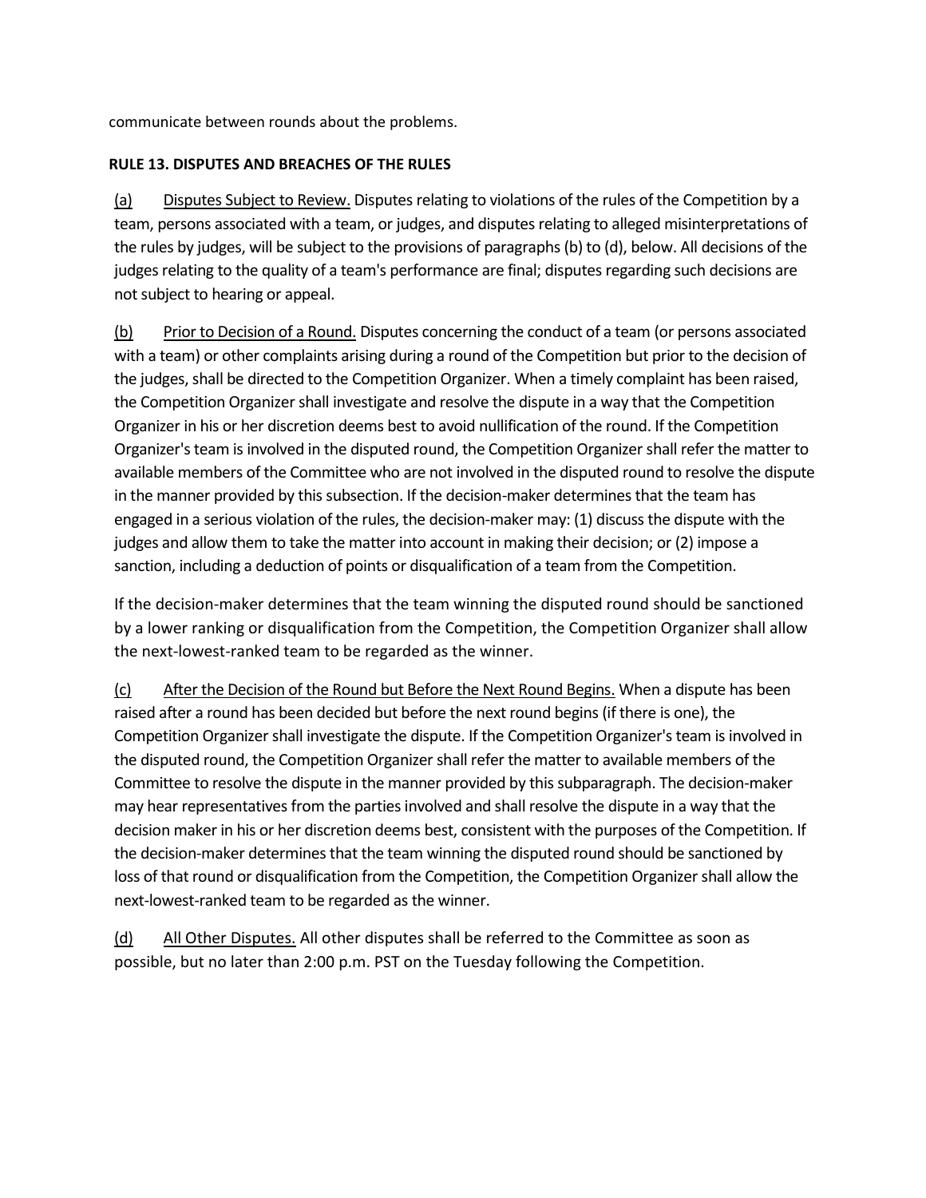communicate between rounds about the problems.

**RULE 13. DISPUTES AND BREACHES OF THE RULES**

(a) Disputes Subject to Review. Disputes relating to violations of the rules of the Competition by a team, persons associated with a team, or judges, and disputes relating to alleged misinterpretations of the rules by judges, will be subject to the provisions of paragraphs (b) to (d), below. All decisions of the judges relating to the quality of a team's performance are final; disputes regarding such decisions are not subject to hearing or appeal.

(b) Prior to Decision of a Round. Disputes concerning the conduct of a team (or persons associated with a team) or other complaints arising during a round of the Competition but prior to the decision of the judges, shall be directed to the Competition Organizer. When a timely complaint has been raised, the Competition Organizer shall investigate and resolve the dispute in a way that the Competition Organizer in his or her discretion deems best to avoid nullification of the round. If the Competition Organizer's team is involved in the disputed round, the Competition Organizer shall refer the matter to available members of the Committee who are not involved in the disputed round to resolve the dispute in the manner provided by this subsection. If the decision-maker determines that the team has engaged in a serious violation of the rules, the decision-maker may: (1) discuss the dispute with the judges and allow them to take the matter into account in making their decision; or (2) impose a sanction, including a deduction of points or disqualification of a team from the Competition.

If the decision-maker determines that the team winning the disputed round should be sanctioned by a lower ranking or disqualification from the Competition, the Competition Organizer shall allow the next-lowest-ranked team to be regarded as the winner.

(c) After the Decision of the Round but Before the Next Round Begins. When a dispute has been raised after a round has been decided but before the next round begins (if there is one), the Competition Organizer shall investigate the dispute. If the Competition Organizer's team is involved in the disputed round, the Competition Organizer shall refer the matter to available members of the Committee to resolve the dispute in the manner provided by this subparagraph. The decision-maker may hear representatives from the parties involved and shall resolve the dispute in a way that the decision maker in his or her discretion deems best, consistent with the purposes of the Competition. If the decision-maker determines that the team winning the disputed round should be sanctioned by loss of that round or disqualification from the Competition, the Competition Organizer shall allow the next-lowest-ranked team to be regarded as the winner.

(d) All Other Disputes. All other disputes shall be referred to the Committee as soon as possible, but no later than 2:00 p.m. PST on the Tuesday following the Competition.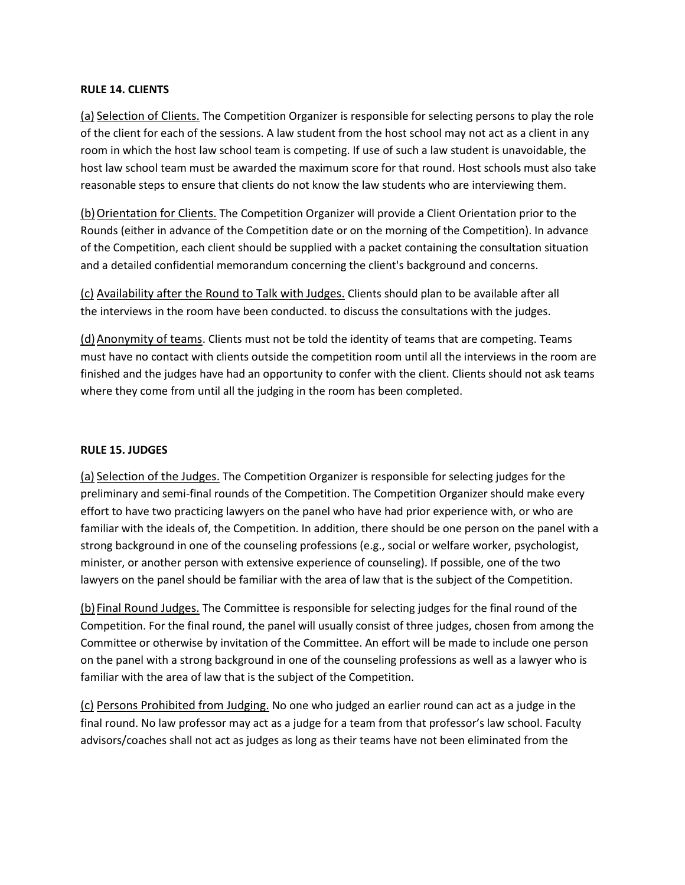**RULE 14. CLIENTS**

(a) Selection of Clients. The Competition Organizer is responsible for selecting persons to play the role of the client for each of the sessions. A law student from the host school may not act as a client in any room in which the host law school team is competing. If use of such a law student is unavoidable, the host law school team must be awarded the maximum score for that round. Host schools must also take reasonable steps to ensure that clients do not know the law students who are interviewing them.

(b) Orientation for Clients. The Competition Organizer will provide a Client Orientation prior to the Rounds (either in advance of the Competition date or on the morning of the Competition). In advance of the Competition, each client should be supplied with a packet containing the consultation situation and a detailed confidential memorandum concerning the client's background and concerns.

(c) Availability after the Round to Talk with Judges. Clients should plan to be available after all the interviews in the room have been conducted. to discuss the consultations with the judges.

(d) Anonymity of teams. Clients must not be told the identity of teams that are competing. Teams must have no contact with clients outside the competition room until all the interviews in the room are finished and the judges have had an opportunity to confer with the client. Clients should not ask teams where they come from until all the judging in the room has been completed.

**RULE 15. JUDGES**

(a) Selection of the Judges. The Competition Organizer is responsible for selecting judges for the preliminary and semi-final rounds of the Competition. The Competition Organizer should make every effort to have two practicing lawyers on the panel who have had prior experience with, or who are familiar with the ideals of, the Competition. In addition, there should be one person on the panel with a strong background in one of the counseling professions (e.g., social or welfare worker, psychologist, minister, or another person with extensive experience of counseling). If possible, one of the two lawyers on the panel should be familiar with the area of law that is the subject of the Competition.

(b) Final Round Judges. The Committee is responsible for selecting judges for the final round of the Competition. For the final round, the panel will usually consist of three judges, chosen from among the Committee or otherwise by invitation of the Committee. An effort will be made to include one person on the panel with a strong background in one of the counseling professions as well as a lawyer who is familiar with the area of law that is the subject of the Competition.

(c) Persons Prohibited from Judging. No one who judged an earlier round can act as a judge in the final round. No law professor may act as a judge for a team from that professor's law school. Faculty advisors/coaches shall not act as judges as long as their teams have not been eliminated from the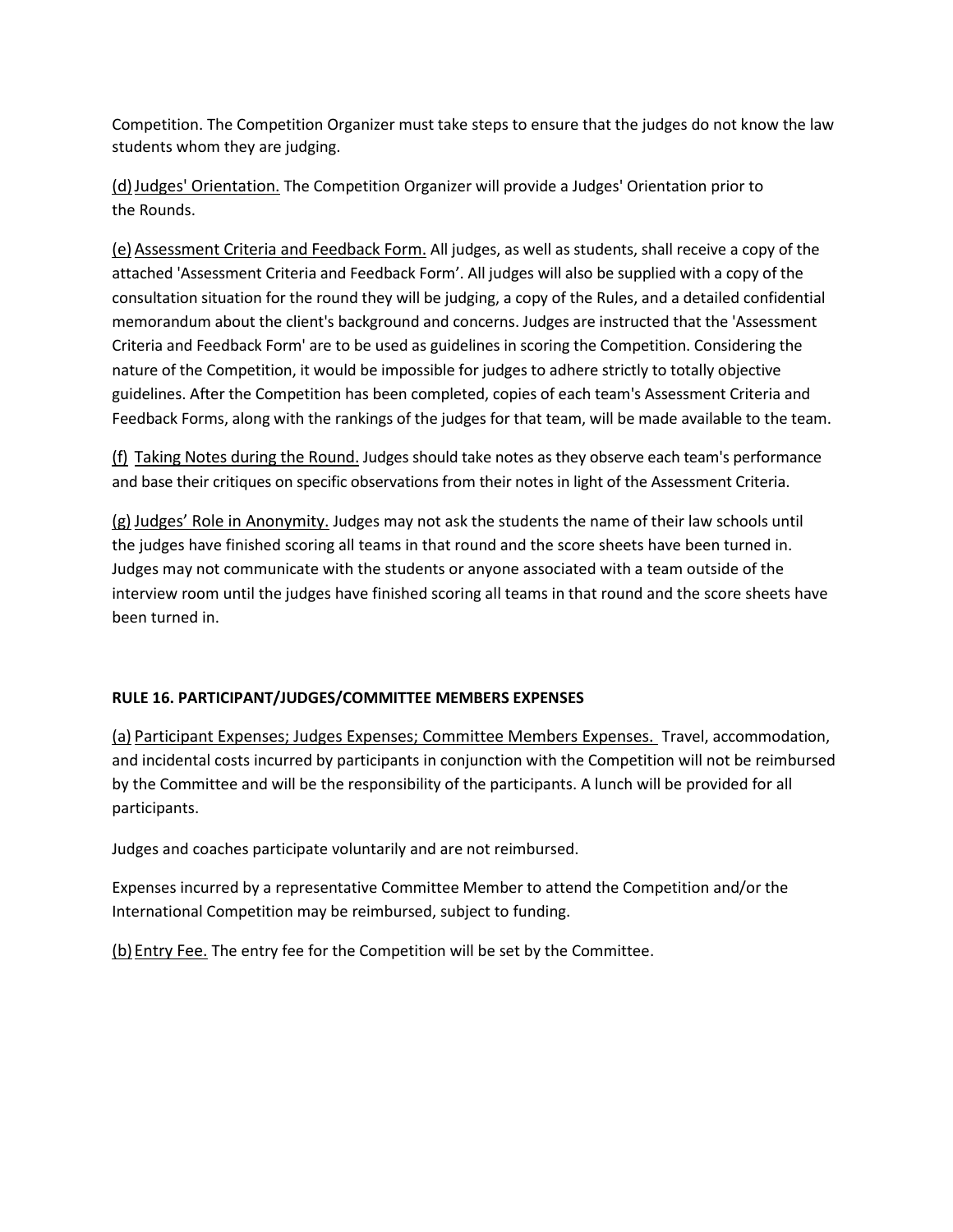Competition. The Competition Organizer must take steps to ensure that the judges do not know the law students whom they are judging.

(d) Judges' Orientation. The Competition Organizer will provide a Judges' Orientation prior to the Rounds.

(e) Assessment Criteria and Feedback Form. All judges, as well as students, shall receive a copy of the attached 'Assessment Criteria and Feedback Form'. All judges will also be supplied with a copy of the consultation situation for the round they will be judging, a copy of the Rules, and a detailed confidential memorandum about the client's background and concerns. Judges are instructed that the 'Assessment Criteria and Feedback Form' are to be used as guidelines in scoring the Competition. Considering the nature of the Competition, it would be impossible for judges to adhere strictly to totally objective guidelines. After the Competition has been completed, copies of each team's Assessment Criteria and Feedback Forms, along with the rankings of the judges for that team, will be made available to the team.

(f) Taking Notes during the Round. Judges should take notes as they observe each team's performance and base their critiques on specific observations from their notes in light of the Assessment Criteria.

(g) Judges' Role in Anonymity. Judges may not ask the students the name of their law schools until the judges have finished scoring all teams in that round and the score sheets have been turned in. Judges may not communicate with the students or anyone associated with a team outside of the interview room until the judges have finished scoring all teams in that round and the score sheets have been turned in.

## RULE 16. PARTICIPANT/JUDGES/COMMITTEE MEMBERS EXPENSES

(a) Participant Expenses; Judges Expenses; Committee Members Expenses. Travel, accommodation, and incidental costs incurred by participants in conjunction with the Competition will not be reimbursed by the Committee and will be the responsibility of the participants. A lunch will be provided for all participants.

Judges and coaches participate voluntarily and are not reimbursed.

Expenses incurred by a representative Committee Member to attend the Competition and/or the International Competition may be reimbursed, subject to funding.

(b) Entry Fee. The entry fee for the Competition will be set by the Committee.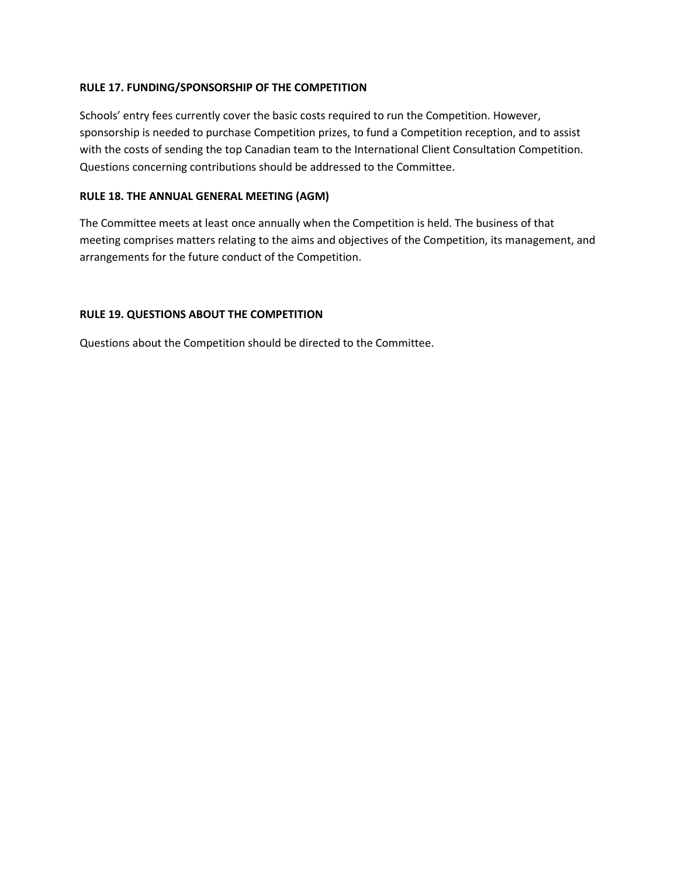**RULE 17. FUNDING/SPONSORSHIP OF THE COMPETITION**

Schools' entry fees currently cover the basic costs required to run the Competition. However, sponsorship is needed to purchase Competition prizes, to fund a Competition reception, and to assist with the costs of sending the top Canadian team to the International Client Consultation Competition. Questions concerning contributions should be addressed to the Committee.

**RULE 18. THE ANNUAL GENERAL MEETING (AGM)**

The Committee meets at least once annually when the Competition is held. The business of that meeting comprises matters relating to the aims and objectives of the Competition, its management, and arrangements for the future conduct of the Competition.

**RULE 19. QUESTIONS ABOUT THE COMPETITION**

Questions about the Competition should be directed to the Committee.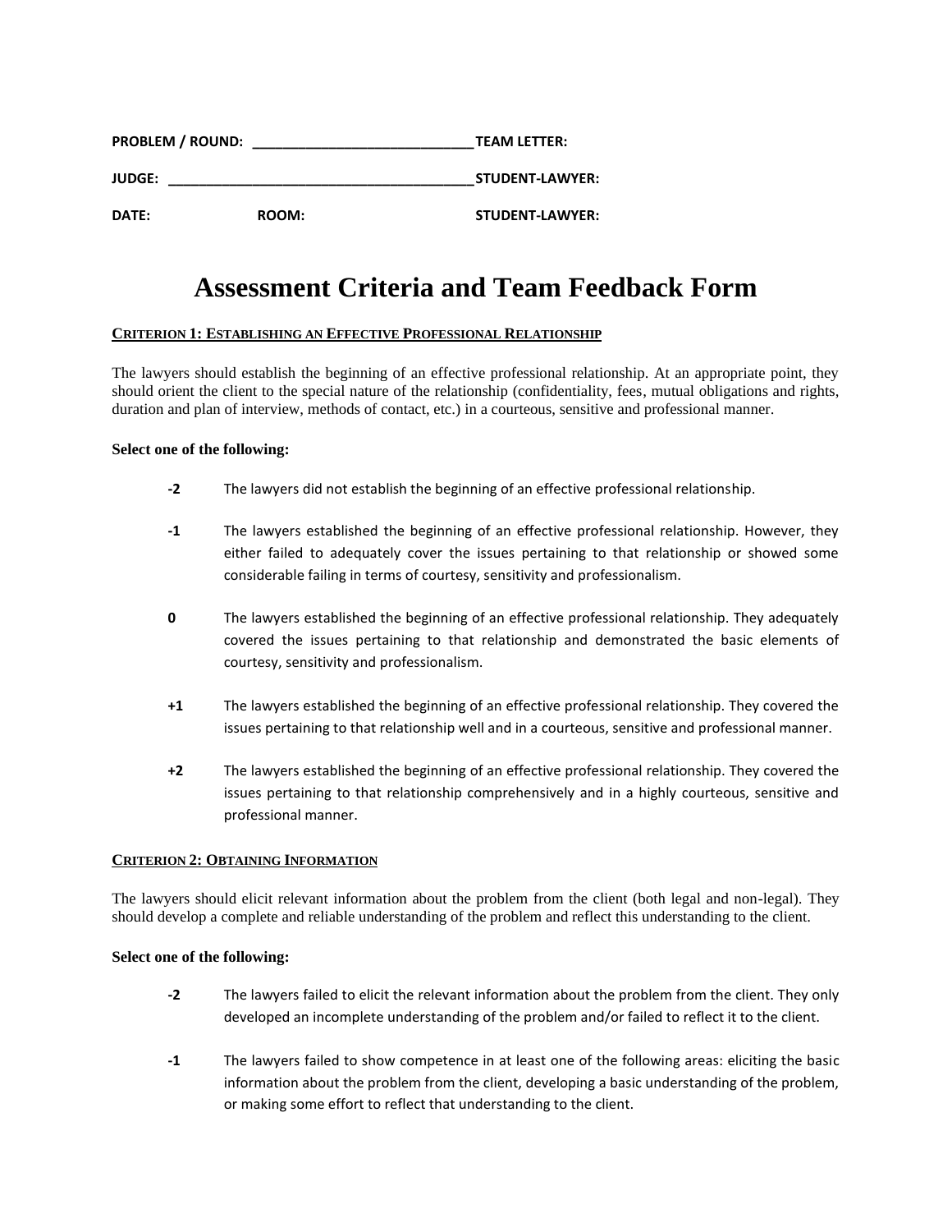**PROBLEM / ROUND:** ____________________________ **TEAM LETTER:**

**JUDGE:** ________________________________________ **STUDENT-LAWYER:**

**DATE:** **ROOM:** **STUDENT-LAWYER:**

# Assessment Criteria and Team Feedback Form

## CRITERION 1: ESTABLISHING AN EFFECTIVE PROFESSIONAL RELATIONSHIP

The lawyers should establish the beginning of an effective professional relationship. At an appropriate point, they should orient the client to the special nature of the relationship (confidentiality, fees, mutual obligations and rights, duration and plan of interview, methods of contact, etc.) in a courteous, sensitive and professional manner.

**Select one of the following:**

**-2** The lawyers did not establish the beginning of an effective professional relationship.

**-1** The lawyers established the beginning of an effective professional relationship. However, they either failed to adequately cover the issues pertaining to that relationship or showed some considerable failing in terms of courtesy, sensitivity and professionalism.

**0** The lawyers established the beginning of an effective professional relationship. They adequately covered the issues pertaining to that relationship and demonstrated the basic elements of courtesy, sensitivity and professionalism.

**+1** The lawyers established the beginning of an effective professional relationship. They covered the issues pertaining to that relationship well and in a courteous, sensitive and professional manner.

**+2** The lawyers established the beginning of an effective professional relationship. They covered the issues pertaining to that relationship comprehensively and in a highly courteous, sensitive and professional manner.

## CRITERION 2: OBTAINING INFORMATION

The lawyers should elicit relevant information about the problem from the client (both legal and non-legal). They should develop a complete and reliable understanding of the problem and reflect this understanding to the client.

**Select one of the following:**

**-2** The lawyers failed to elicit the relevant information about the problem from the client. They only developed an incomplete understanding of the problem and/or failed to reflect it to the client.

**-1** The lawyers failed to show competence in at least one of the following areas: eliciting the basic information about the problem from the client, developing a basic understanding of the problem, or making some effort to reflect that understanding to the client.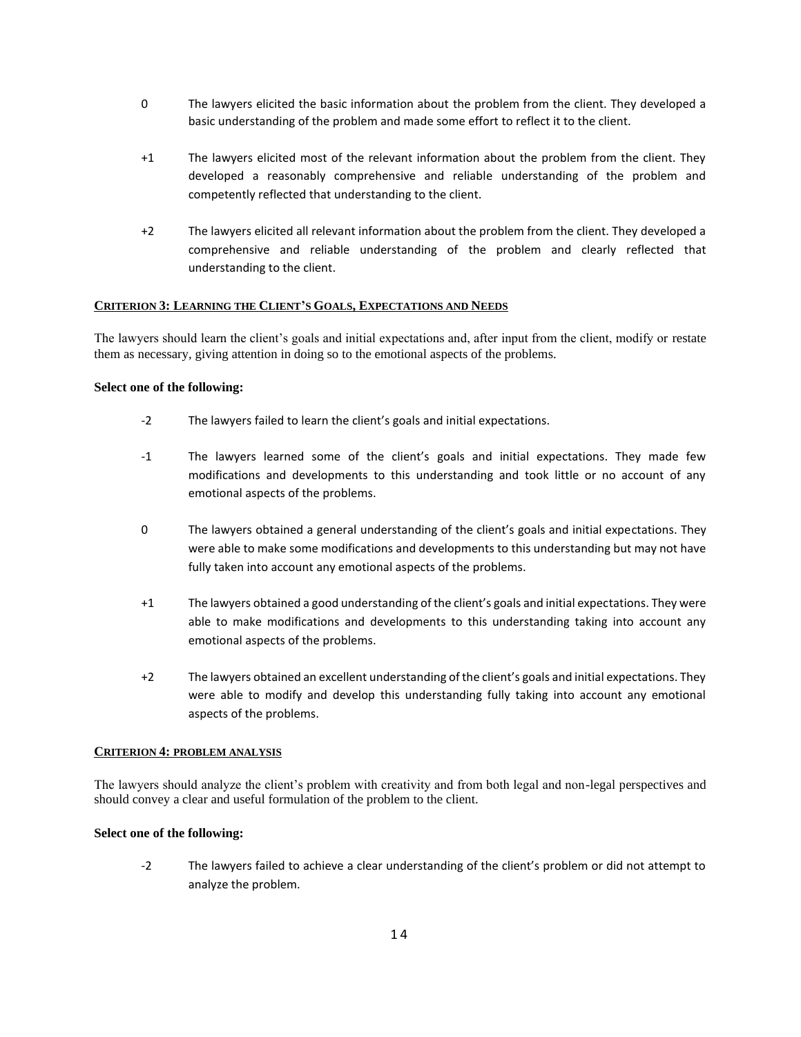0 The lawyers elicited the basic information about the problem from the client. They developed a basic understanding of the problem and made some effort to reflect it to the client.

+1 The lawyers elicited most of the relevant information about the problem from the client. They developed a reasonably comprehensive and reliable understanding of the problem and competently reflected that understanding to the client.

+2 The lawyers elicited all relevant information about the problem from the client. They developed a comprehensive and reliable understanding of the problem and clearly reflected that understanding to the client.

### CRITERION 3: LEARNING THE CLIENT'S GOALS, EXPECTATIONS AND NEEDS

The lawyers should learn the client's goals and initial expectations and, after input from the client, modify or restate them as necessary, giving attention in doing so to the emotional aspects of the problems.

**Select one of the following:**

-2 The lawyers failed to learn the client's goals and initial expectations.

-1 The lawyers learned some of the client's goals and initial expectations. They made few modifications and developments to this understanding and took little or no account of any emotional aspects of the problems.

0 The lawyers obtained a general understanding of the client's goals and initial expectations. They were able to make some modifications and developments to this understanding but may not have fully taken into account any emotional aspects of the problems.

+1 The lawyers obtained a good understanding of the client's goals and initial expectations. They were able to make modifications and developments to this understanding taking into account any emotional aspects of the problems.

+2 The lawyers obtained an excellent understanding of the client's goals and initial expectations. They were able to modify and develop this understanding fully taking into account any emotional aspects of the problems.

### CRITERION 4: PROBLEM ANALYSIS

The lawyers should analyze the client's problem with creativity and from both legal and non-legal perspectives and should convey a clear and useful formulation of the problem to the client.

**Select one of the following:**

-2 The lawyers failed to achieve a clear understanding of the client's problem or did not attempt to analyze the problem.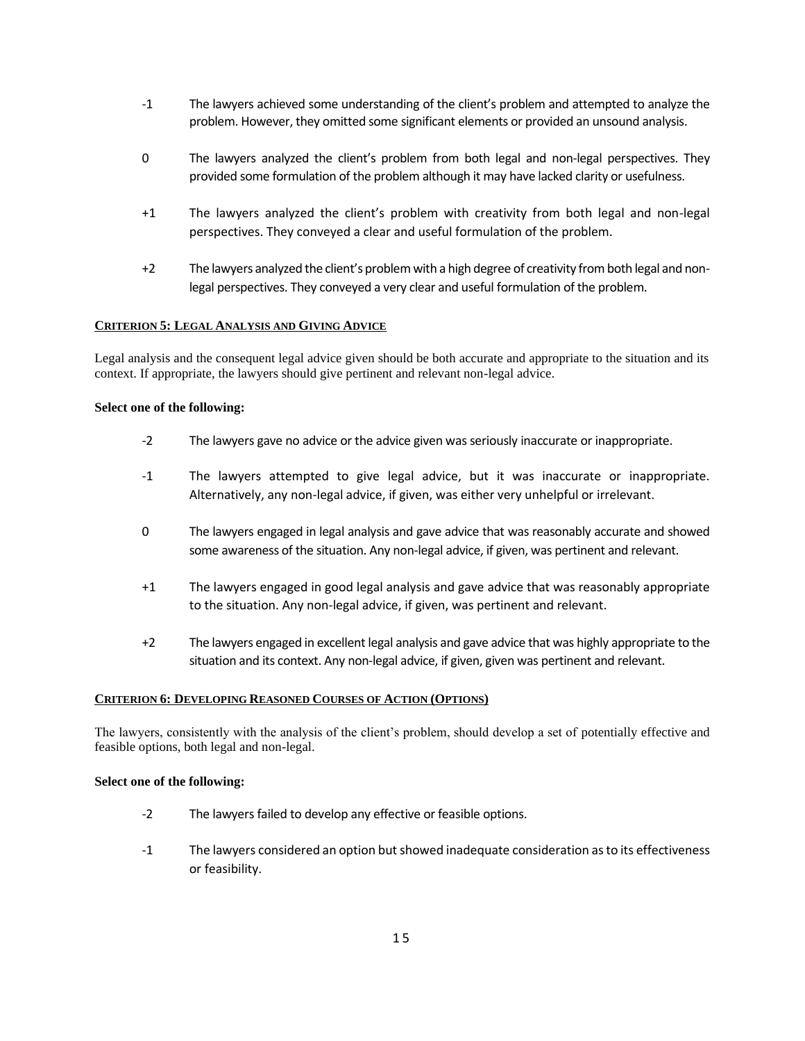- -1 The lawyers achieved some understanding of the client's problem and attempted to analyze the problem. However, they omitted some significant elements or provided an unsound analysis.

- 0 The lawyers analyzed the client's problem from both legal and non-legal perspectives. They provided some formulation of the problem although it may have lacked clarity or usefulness.

- +1 The lawyers analyzed the client's problem with creativity from both legal and non-legal perspectives. They conveyed a clear and useful formulation of the problem.

- +2 The lawyers analyzed the client's problem with a high degree of creativity from both legal and non-legal perspectives. They conveyed a very clear and useful formulation of the problem.

## CRITERION 5: LEGAL ANALYSIS AND GIVING ADVICE

Legal analysis and the consequent legal advice given should be both accurate and appropriate to the situation and its context. If appropriate, the lawyers should give pertinent and relevant non-legal advice.

**Select one of the following:**

- -2 The lawyers gave no advice or the advice given was seriously inaccurate or inappropriate.

- -1 The lawyers attempted to give legal advice, but it was inaccurate or inappropriate. Alternatively, any non-legal advice, if given, was either very unhelpful or irrelevant.

- 0 The lawyers engaged in legal analysis and gave advice that was reasonably accurate and showed some awareness of the situation. Any non-legal advice, if given, was pertinent and relevant.

- +1 The lawyers engaged in good legal analysis and gave advice that was reasonably appropriate to the situation. Any non-legal advice, if given, was pertinent and relevant.

- +2 The lawyers engaged in excellent legal analysis and gave advice that was highly appropriate to the situation and its context. Any non-legal advice, if given, given was pertinent and relevant.

## CRITERION 6: DEVELOPING REASONED COURSES OF ACTION (OPTIONS)

The lawyers, consistently with the analysis of the client's problem, should develop a set of potentially effective and feasible options, both legal and non-legal.

**Select one of the following:**

- -2 The lawyers failed to develop any effective or feasible options.

- -1 The lawyers considered an option but showed inadequate consideration as to its effectiveness or feasibility.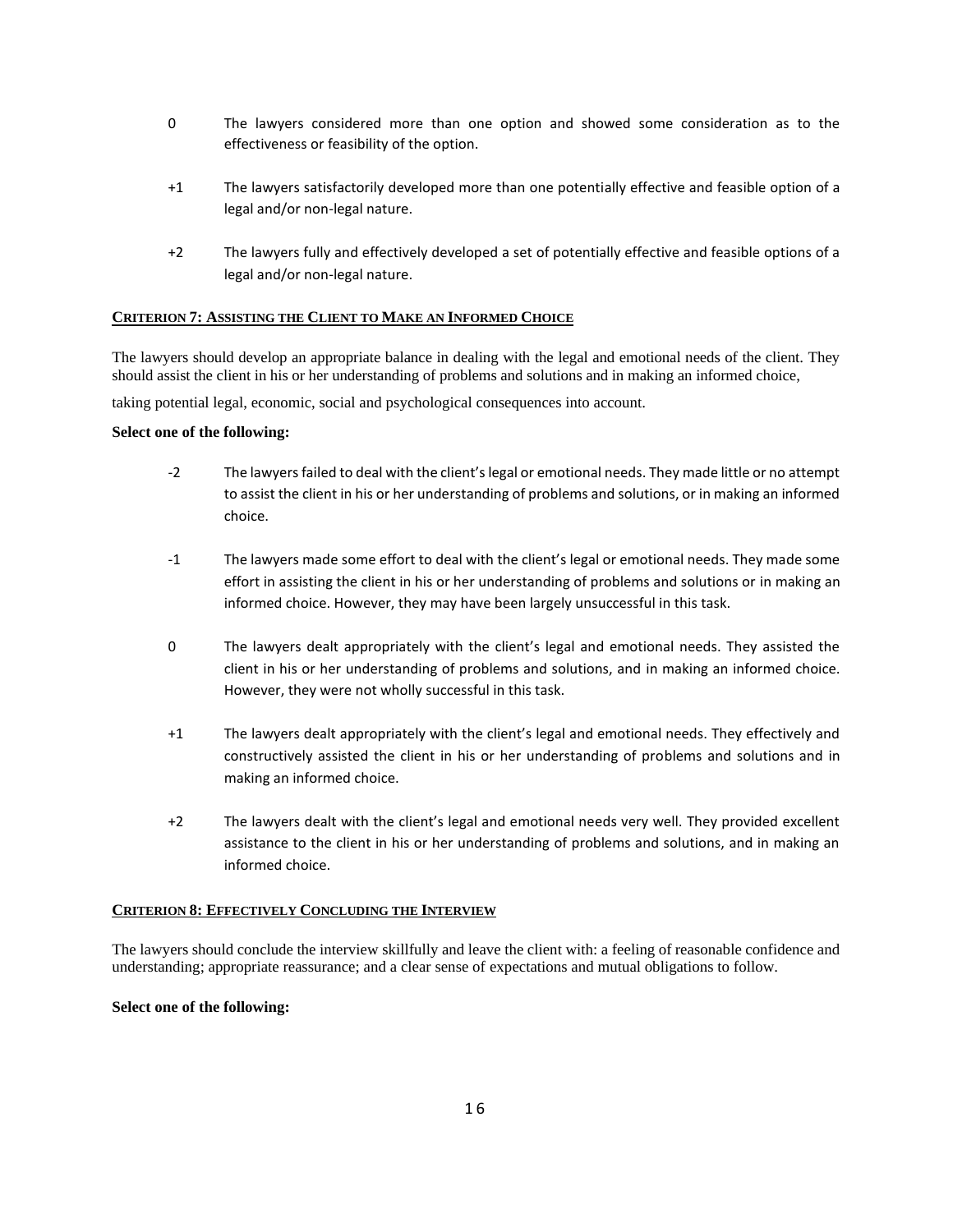0 The lawyers considered more than one option and showed some consideration as to the effectiveness or feasibility of the option.

+1 The lawyers satisfactorily developed more than one potentially effective and feasible option of a legal and/or non-legal nature.

+2 The lawyers fully and effectively developed a set of potentially effective and feasible options of a legal and/or non-legal nature.

**CRITERION 7: ASSISTING THE CLIENT TO MAKE AN INFORMED CHOICE**

The lawyers should develop an appropriate balance in dealing with the legal and emotional needs of the client. They should assist the client in his or her understanding of problems and solutions and in making an informed choice,

taking potential legal, economic, social and psychological consequences into account.

**Select one of the following:**

-2 The lawyers failed to deal with the client's legal or emotional needs. They made little or no attempt to assist the client in his or her understanding of problems and solutions, or in making an informed choice.

-1 The lawyers made some effort to deal with the client's legal or emotional needs. They made some effort in assisting the client in his or her understanding of problems and solutions or in making an informed choice. However, they may have been largely unsuccessful in this task.

0 The lawyers dealt appropriately with the client's legal and emotional needs. They assisted the client in his or her understanding of problems and solutions, and in making an informed choice. However, they were not wholly successful in this task.

+1 The lawyers dealt appropriately with the client's legal and emotional needs. They effectively and constructively assisted the client in his or her understanding of problems and solutions and in making an informed choice.

+2 The lawyers dealt with the client's legal and emotional needs very well. They provided excellent assistance to the client in his or her understanding of problems and solutions, and in making an informed choice.

**CRITERION 8: EFFECTIVELY CONCLUDING THE INTERVIEW**

The lawyers should conclude the interview skillfully and leave the client with: a feeling of reasonable confidence and understanding; appropriate reassurance; and a clear sense of expectations and mutual obligations to follow.

**Select one of the following:**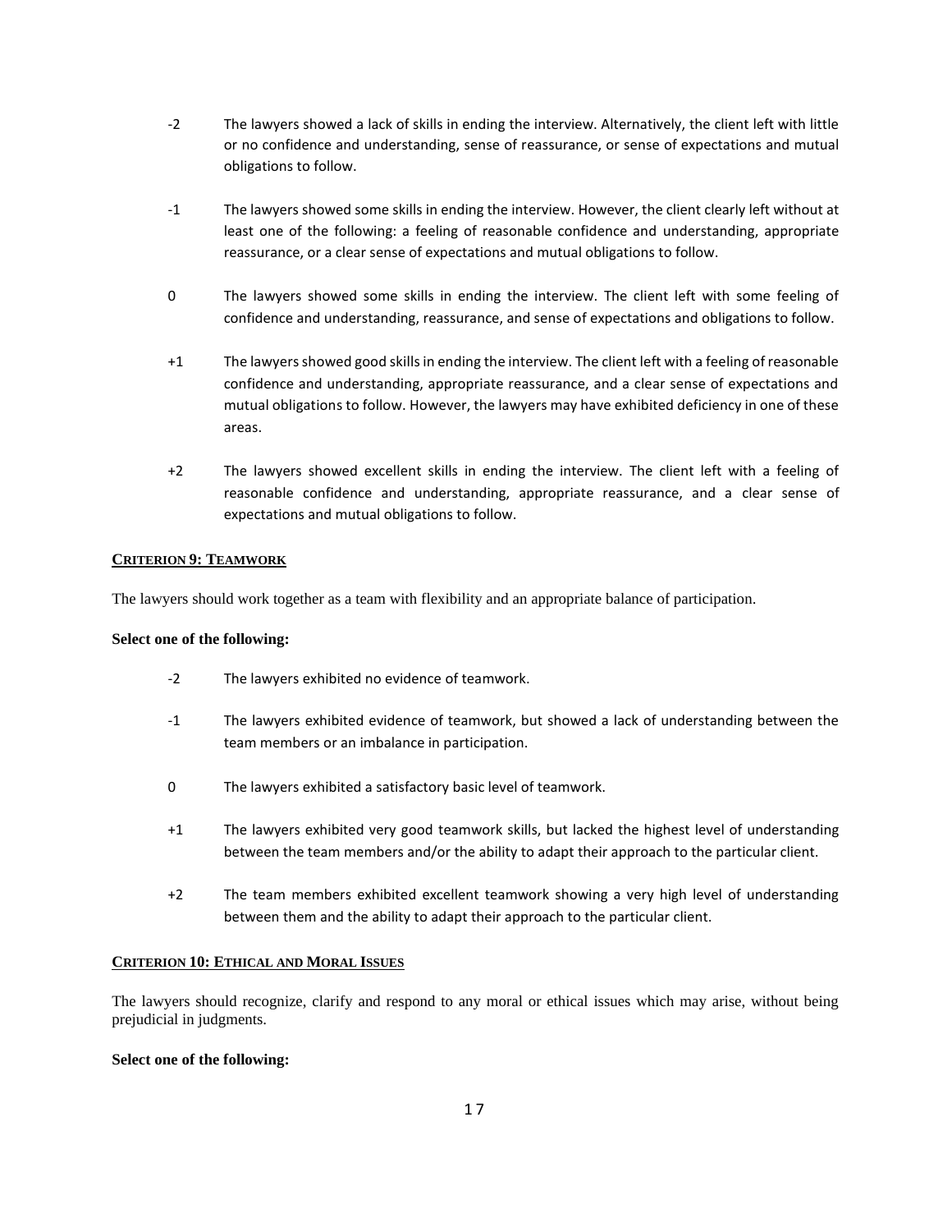- -2 The lawyers showed a lack of skills in ending the interview. Alternatively, the client left with little or no confidence and understanding, sense of reassurance, or sense of expectations and mutual obligations to follow.

- -1 The lawyers showed some skills in ending the interview. However, the client clearly left without at least one of the following: a feeling of reasonable confidence and understanding, appropriate reassurance, or a clear sense of expectations and mutual obligations to follow.

- 0 The lawyers showed some skills in ending the interview. The client left with some feeling of confidence and understanding, reassurance, and sense of expectations and obligations to follow.

- +1 The lawyers showed good skills in ending the interview. The client left with a feeling of reasonable confidence and understanding, appropriate reassurance, and a clear sense of expectations and mutual obligations to follow. However, the lawyers may have exhibited deficiency in one of these areas.

- +2 The lawyers showed excellent skills in ending the interview. The client left with a feeling of reasonable confidence and understanding, appropriate reassurance, and a clear sense of expectations and mutual obligations to follow.

## CRITERION 9: TEAMWORK

The lawyers should work together as a team with flexibility and an appropriate balance of participation.

**Select one of the following:**

- -2 The lawyers exhibited no evidence of teamwork.

- -1 The lawyers exhibited evidence of teamwork, but showed a lack of understanding between the team members or an imbalance in participation.

- 0 The lawyers exhibited a satisfactory basic level of teamwork.

- +1 The lawyers exhibited very good teamwork skills, but lacked the highest level of understanding between the team members and/or the ability to adapt their approach to the particular client.

- +2 The team members exhibited excellent teamwork showing a very high level of understanding between them and the ability to adapt their approach to the particular client.

## CRITERION 10: ETHICAL AND MORAL ISSUES

The lawyers should recognize, clarify and respond to any moral or ethical issues which may arise, without being prejudicial in judgments.

**Select one of the following:**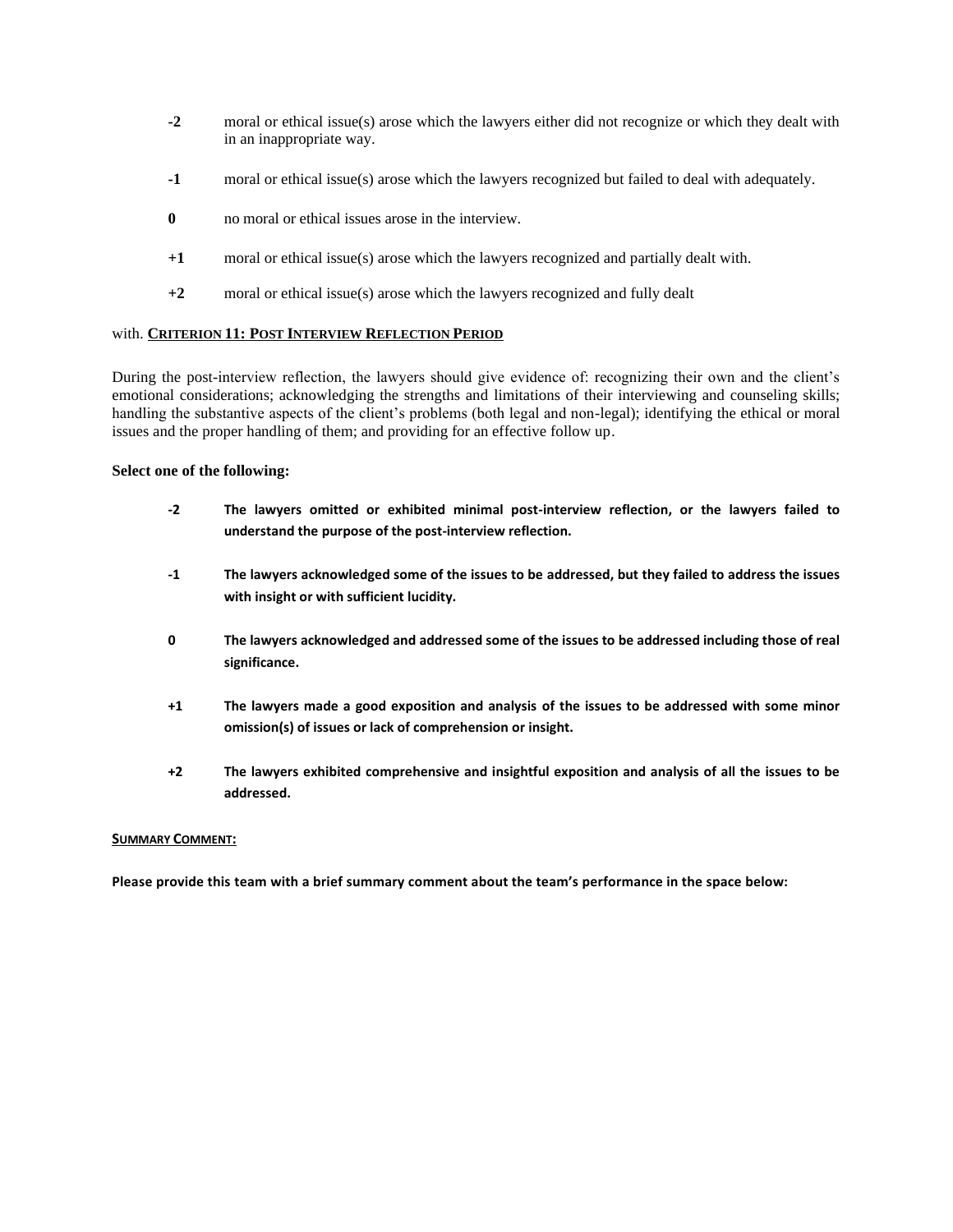**-2** moral or ethical issue(s) arose which the lawyers either did not recognize or which they dealt with in an inappropriate way.

**-1** moral or ethical issue(s) arose which the lawyers recognized but failed to deal with adequately.

**0** no moral or ethical issues arose in the interview.

**+1** moral or ethical issue(s) arose which the lawyers recognized and partially dealt with.

**+2** moral or ethical issue(s) arose which the lawyers recognized and fully dealt

with. **CRITERION 11: POST INTERVIEW REFLECTION PERIOD**

During the post-interview reflection, the lawyers should give evidence of: recognizing their own and the client's emotional considerations; acknowledging the strengths and limitations of their interviewing and counseling skills; handling the substantive aspects of the client's problems (both legal and non-legal); identifying the ethical or moral issues and the proper handling of them; and providing for an effective follow up.

**Select one of the following:**

**-2** **The lawyers omitted or exhibited minimal post-interview reflection, or the lawyers failed to understand the purpose of the post-interview reflection.**

**-1** **The lawyers acknowledged some of the issues to be addressed, but they failed to address the issues with insight or with sufficient lucidity.**

**0** **The lawyers acknowledged and addressed some of the issues to be addressed including those of real significance.**

**+1** **The lawyers made a good exposition and analysis of the issues to be addressed with some minor omission(s) of issues or lack of comprehension or insight.**

**+2** **The lawyers exhibited comprehensive and insightful exposition and analysis of all the issues to be addressed.**

**SUMMARY COMMENT:**

**Please provide this team with a brief summary comment about the team's performance in the space below:**